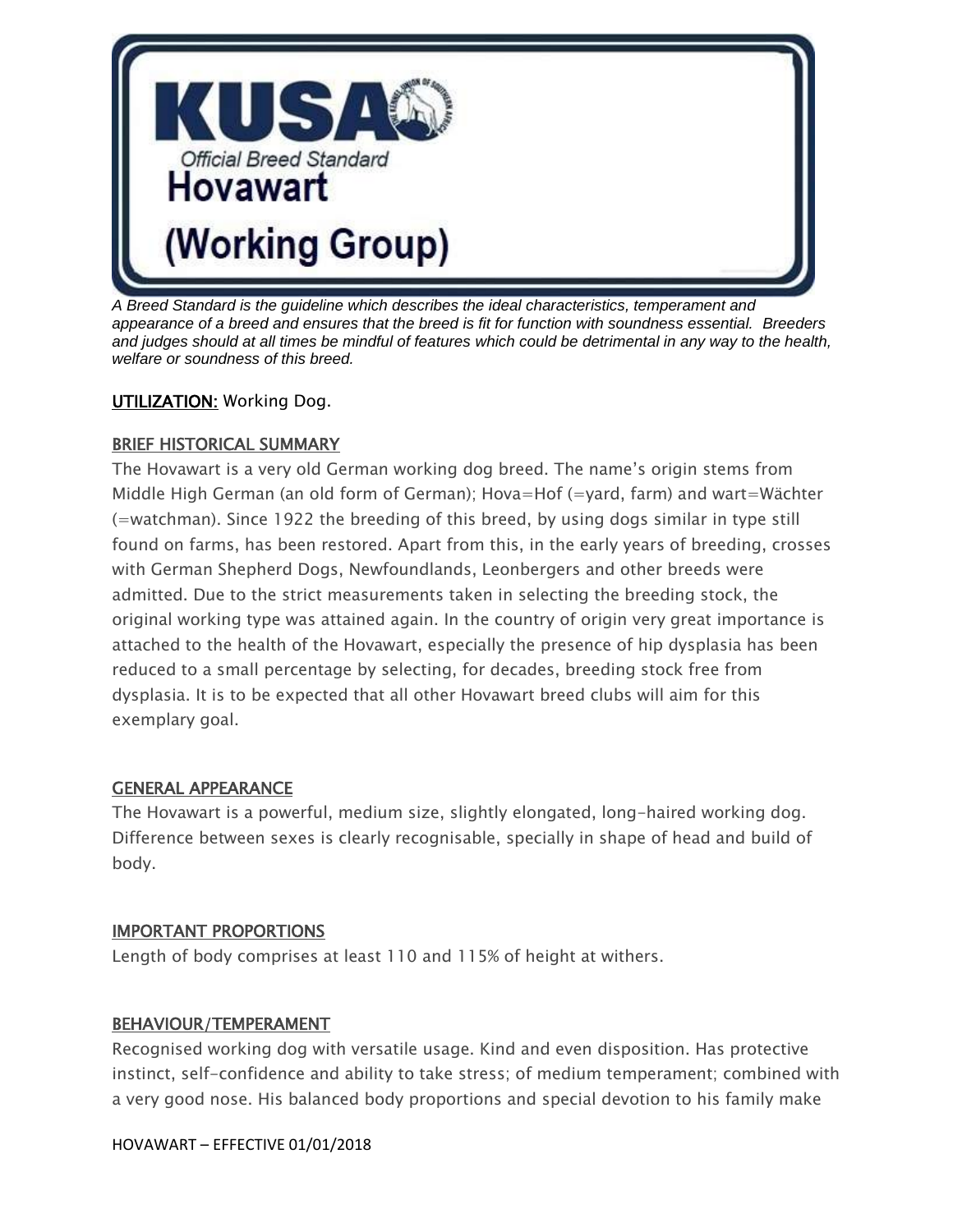# KUSA

Official Breed Standard

# Hovawart

# (Working Group)

*A Breed Standard is the guideline which describes the ideal characteristics, temperament and appearance of a breed and ensures that the breed is fit for function with soundness essential. Breeders and judges should at all times be mindful of features which could be detrimental in any way to the health, welfare or soundness of this breed.*

**UTILIZATION:** Working Dog.

## BRIEF HISTORICAL SUMMARY

The Hovawart is a very old German working dog breed. The name's origin stems from Middle High German (an old form of German); Hova=Hof (=yard, farm) and wart=Wächter (=watchman). Since 1922 the breeding of this breed, by using dogs similar in type still found on farms, has been restored. Apart from this, in the early years of breeding, crosses with German Shepherd Dogs, Newfoundlands, Leonbergers and other breeds were admitted. Due to the strict measurements taken in selecting the breeding stock, the original working type was attained again. In the country of origin very great importance is attached to the health of the Hovawart, especially the presence of hip dysplasia has been reduced to a small percentage by selecting, for decades, breeding stock free from dysplasia. It is to be expected that all other Hovawart breed clubs will aim for this exemplary goal.

## GENERAL APPEARANCE

The Hovawart is a powerful, medium size, slightly elongated, long-haired working dog. Difference between sexes is clearly recognisable, specially in shape of head and build of body.

## IMPORTANT PROPORTIONS

Length of body comprises at least 110 and 115% of height at withers.

## BEHAVIOUR/TEMPERAMENT

Recognised working dog with versatile usage. Kind and even disposition. Has protective instinct, self-confidence and ability to take stress; of medium temperament; combined with a very good nose. His balanced body proportions and special devotion to his family make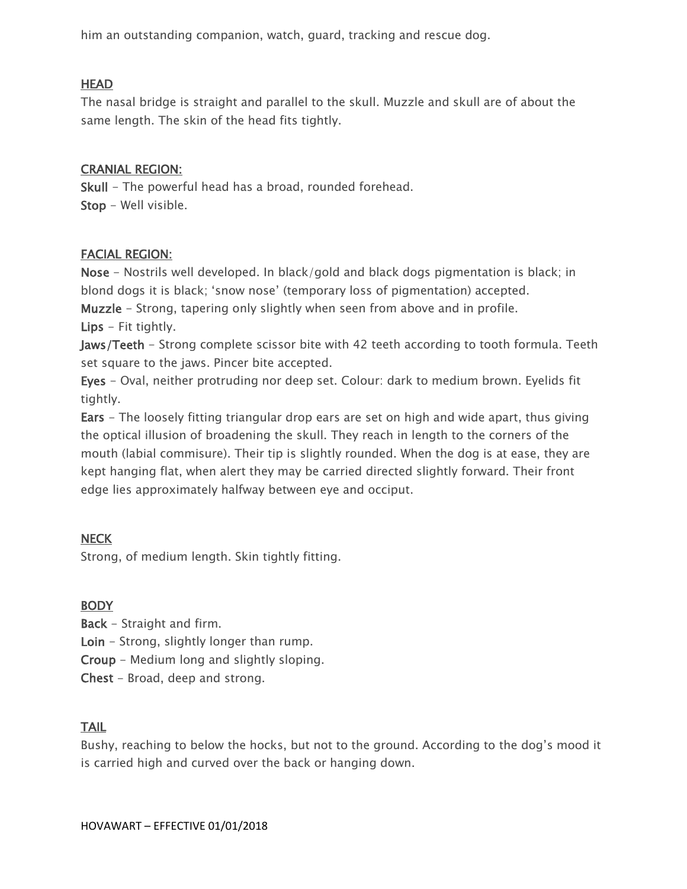him an outstanding companion, watch, guard, tracking and rescue dog.

## HEAD

The nasal bridge is straight and parallel to the skull. Muzzle and skull are of about the same length. The skin of the head fits tightly.

### CRANIAL REGION:

**Skull** – The powerful head has a broad, rounded forehead.
**Stop** – Well visible.

### FACIAL REGION:

**Nose** – Nostrils well developed. In black/gold and black dogs pigmentation is black; in blond dogs it is black; 'snow nose' (temporary loss of pigmentation) accepted.
**Muzzle** – Strong, tapering only slightly when seen from above and in profile.
**Lips** – Fit tightly.
**Jaws/Teeth** – Strong complete scissor bite with 42 teeth according to tooth formula. Teeth set square to the jaws. Pincer bite accepted.
**Eyes** – Oval, neither protruding nor deep set. Colour: dark to medium brown. Eyelids fit tightly.
**Ears** – The loosely fitting triangular drop ears are set on high and wide apart, thus giving the optical illusion of broadening the skull. They reach in length to the corners of the mouth (labial commisure). Their tip is slightly rounded. When the dog is at ease, they are kept hanging flat, when alert they may be carried directed slightly forward. Their front edge lies approximately halfway between eye and occiput.

## NECK

Strong, of medium length. Skin tightly fitting.

## BODY

**Back** – Straight and firm.
**Loin** – Strong, slightly longer than rump.
**Croup** – Medium long and slightly sloping.
**Chest** – Broad, deep and strong.

## TAIL

Bushy, reaching to below the hocks, but not to the ground. According to the dog's mood it is carried high and curved over the back or hanging down.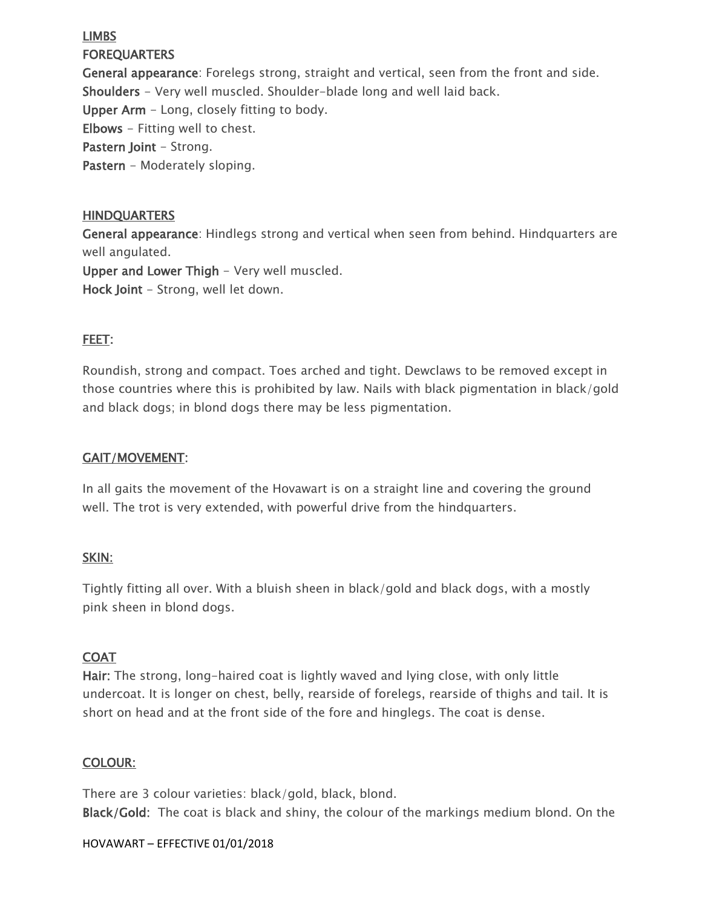## LIMBS

### FOREQUARTERS

**General appearance**: Forelegs strong, straight and vertical, seen from the front and side.
**Shoulders** - Very well muscled. Shoulder-blade long and well laid back.
**Upper Arm** - Long, closely fitting to body.
**Elbows** - Fitting well to chest.
**Pastern Joint** - Strong.
**Pastern** - Moderately sloping.

### HINDQUARTERS

**General appearance**: Hindlegs strong and vertical when seen from behind. Hindquarters are well angulated.
**Upper and Lower Thigh** - Very well muscled.
**Hock Joint** - Strong, well let down.

## FEET:

Roundish, strong and compact. Toes arched and tight. Dewclaws to be removed except in those countries where this is prohibited by law. Nails with black pigmentation in black/gold and black dogs; in blond dogs there may be less pigmentation.

## GAIT/MOVEMENT:

In all gaits the movement of the Hovawart is on a straight line and covering the ground well. The trot is very extended, with powerful drive from the hindquarters.

## SKIN:

Tightly fitting all over. With a bluish sheen in black/gold and black dogs, with a mostly pink sheen in blond dogs.

## COAT

**Hair:** The strong, long-haired coat is lightly waved and lying close, with only little undercoat. It is longer on chest, belly, rearside of forelegs, rearside of thighs and tail. It is short on head and at the front side of the fore and hinglegs. The coat is dense.

## COLOUR:

There are 3 colour varieties: black/gold, black, blond.
**Black/Gold**: The coat is black and shiny, the colour of the markings medium blond. On the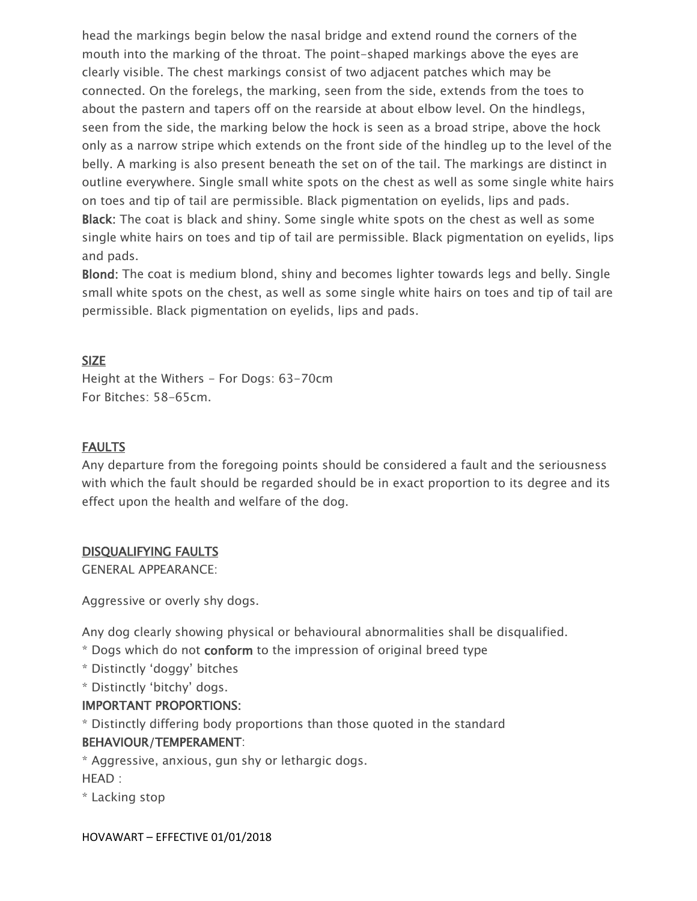head the markings begin below the nasal bridge and extend round the corners of the mouth into the marking of the throat. The point-shaped markings above the eyes are clearly visible. The chest markings consist of two adjacent patches which may be connected. On the forelegs, the marking, seen from the side, extends from the toes to about the pastern and tapers off on the rearside at about elbow level. On the hindlegs, seen from the side, the marking below the hock is seen as a broad stripe, above the hock only as a narrow stripe which extends on the front side of the hindleg up to the level of the belly. A marking is also present beneath the set on of the tail. The markings are distinct in outline everywhere. Single small white spots on the chest as well as some single white hairs on toes and tip of tail are permissible. Black pigmentation on eyelids, lips and pads.
**Black:** The coat is black and shiny. Some single white spots on the chest as well as some single white hairs on toes and tip of tail are permissible. Black pigmentation on eyelids, lips and pads.
**Blond:** The coat is medium blond, shiny and becomes lighter towards legs and belly. Single small white spots on the chest, as well as some single white hairs on toes and tip of tail are permissible. Black pigmentation on eyelids, lips and pads.

## SIZE

Height at the Withers - For Dogs: 63-70cm
For Bitches: 58-65cm.

## FAULTS

Any departure from the foregoing points should be considered a fault and the seriousness with which the fault should be regarded should be in exact proportion to its degree and its effect upon the health and welfare of the dog.

## DISQUALIFYING FAULTS

GENERAL APPEARANCE:

Aggressive or overly shy dogs.

Any dog clearly showing physical or behavioural abnormalities shall be disqualified.

* Dogs which do not **conform** to the impression of original breed type
* Distinctly 'doggy' bitches
* Distinctly 'bitchy' dogs.

**IMPORTANT PROPORTIONS:**

* Distinctly differing body proportions than those quoted in the standard

**BEHAVIOUR/TEMPERAMENT**:

* Aggressive, anxious, gun shy or lethargic dogs.

HEAD :

* Lacking stop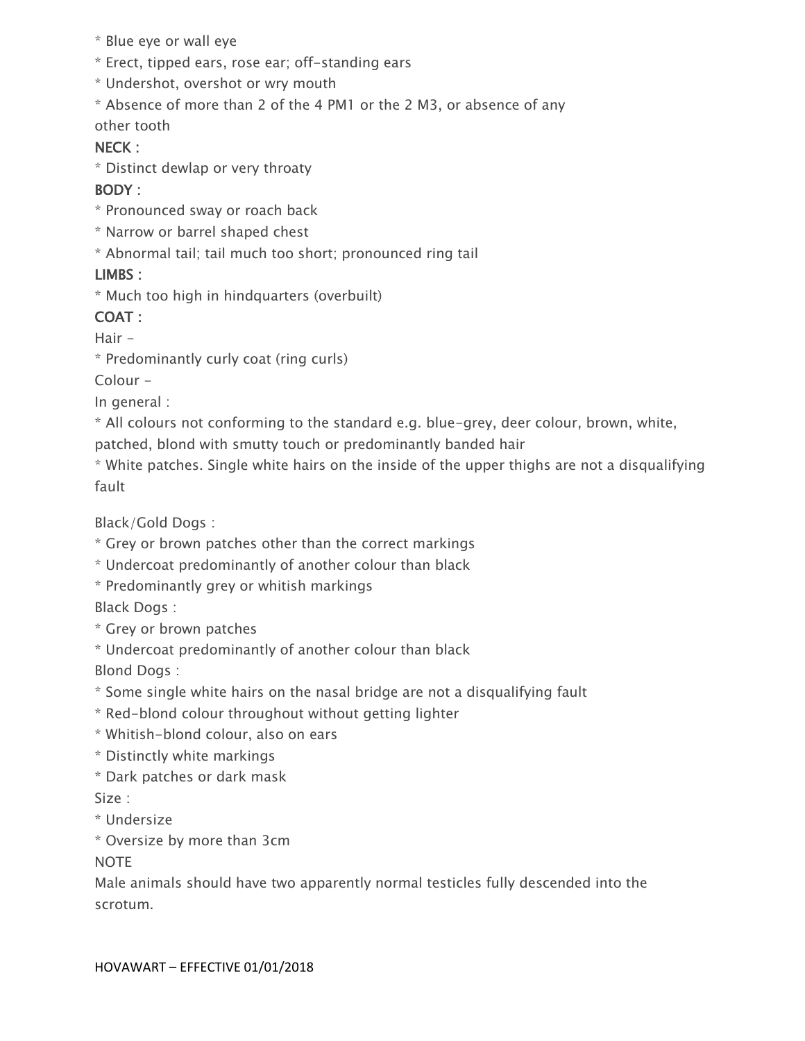* Blue eye or wall eye
* Erect, tipped ears, rose ear; off-standing ears
* Undershot, overshot or wry mouth
* Absence of more than 2 of the 4 PM1 or the 2 M3, or absence of any other tooth

**NECK :**

* Distinct dewlap or very throaty

**BODY :**

* Pronounced sway or roach back
* Narrow or barrel shaped chest
* Abnormal tail; tail much too short; pronounced ring tail

**LIMBS :**

* Much too high in hindquarters (overbuilt)

**COAT :**

Hair -

* Predominantly curly coat (ring curls)

Colour -

In general :

* All colours not conforming to the standard e.g. blue-grey, deer colour, brown, white, patched, blond with smutty touch or predominantly banded hair
* White patches. Single white hairs on the inside of the upper thighs are not a disqualifying fault

Black/Gold Dogs :

* Grey or brown patches other than the correct markings
* Undercoat predominantly of another colour than black
* Predominantly grey or whitish markings

Black Dogs :

* Grey or brown patches
* Undercoat predominantly of another colour than black

Blond Dogs :

* Some single white hairs on the nasal bridge are not a disqualifying fault
* Red-blond colour throughout without getting lighter
* Whitish-blond colour, also on ears
* Distinctly white markings
* Dark patches or dark mask

Size :

* Undersize
* Oversize by more than 3cm

NOTE

Male animals should have two apparently normal testicles fully descended into the scrotum.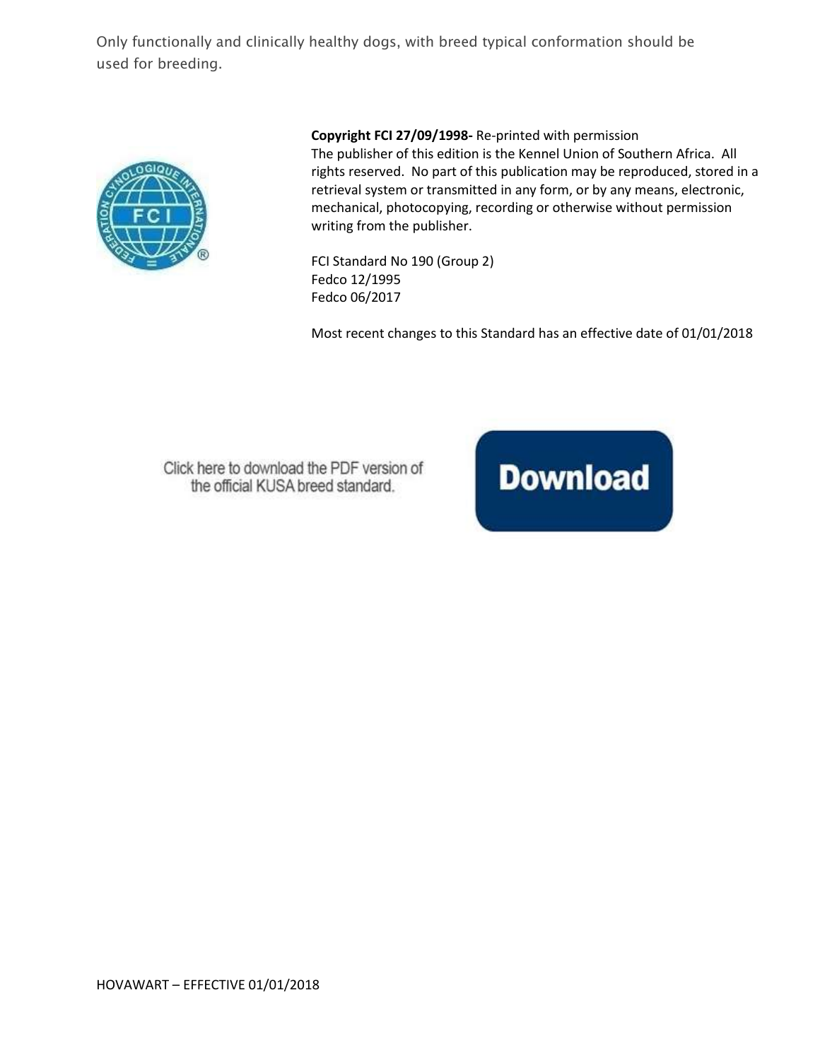Only functionally and clinically healthy dogs, with breed typical conformation should be used for breeding.

**Copyright FCI 27/09/1998-** Re-printed with permission
The publisher of this edition is the Kennel Union of Southern Africa. All rights reserved. No part of this publication may be reproduced, stored in a retrieval system or transmitted in any form, or by any means, electronic, mechanical, photocopying, recording or otherwise without permission writing from the publisher.

FCI Standard No 190 (Group 2)
Fedco 12/1995
Fedco 06/2017

Most recent changes to this Standard has an effective date of 01/01/2018

Click here to download the PDF version of the official KUSA breed standard.

Download